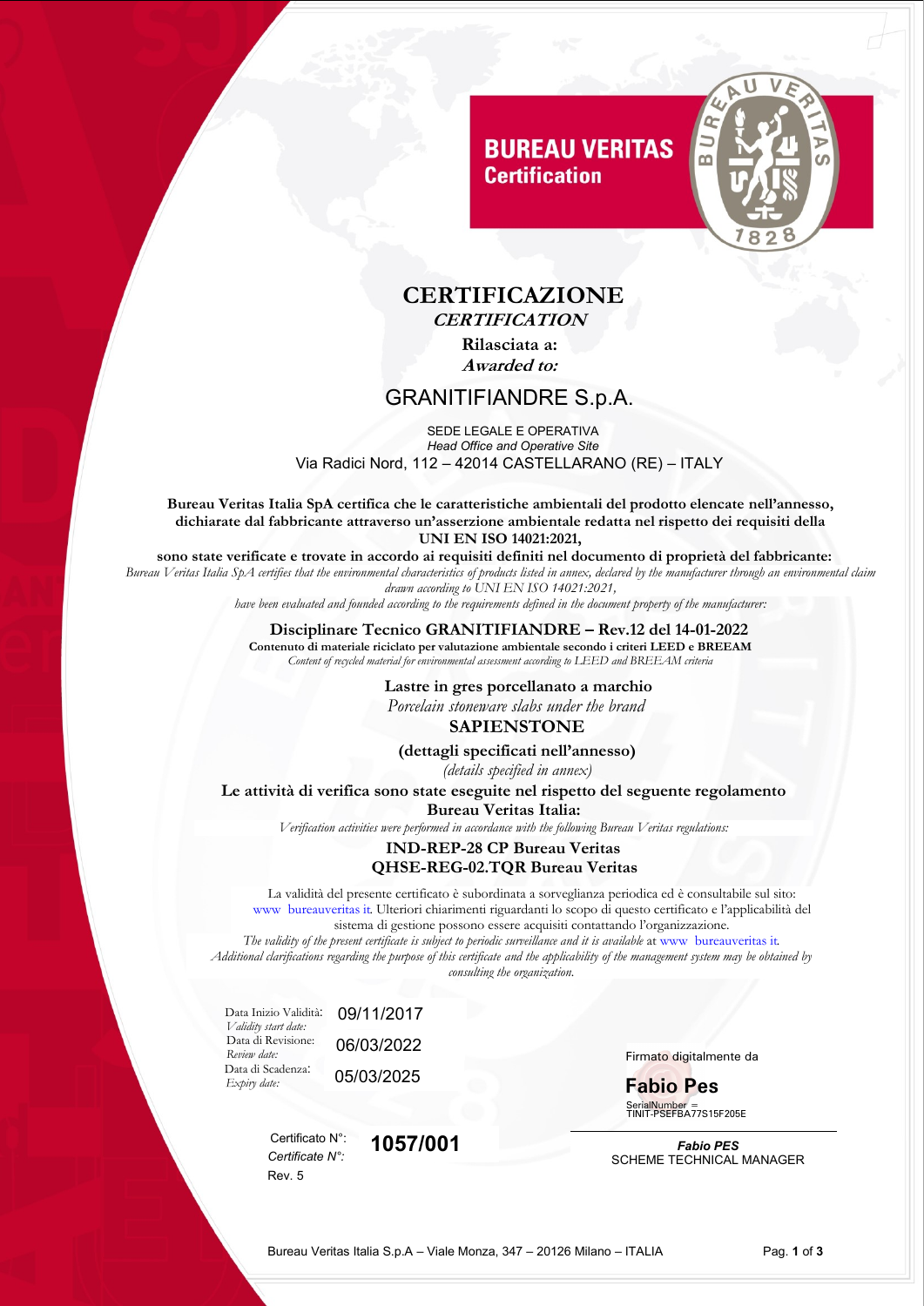BUREAU VERITAS
Certification

# CERTIFICAZIONE

***CERTIFICATION***

**Rilasciata a:**

***Awarded to:***

## GRANITIFIANDRE S.p.A.

SEDE LEGALE E OPERATIVA
*Head Office and Operative Site*
Via Radici Nord, 112 – 42014 CASTELLARANO (RE) – ITALY

**Bureau Veritas Italia SpA certifica che le caratteristiche ambientali del prodotto elencate nell'annesso, dichiarate dal fabbricante attraverso un'asserzione ambientale redatta nel rispetto dei requisiti della UNI EN ISO 14021:2021,**

**sono state verificate e trovate in accordo ai requisiti definiti nel documento di proprietà del fabbricante:**

*Bureau Veritas Italia SpA certifies that the environmental characteristics of products listed in annex, declared by the manufacturer through an environmental claim drawn according to UNI EN ISO 14021:2021,*

*have been evaluated and founded according to the requirements defined in the document property of the manufacturer:*

**Disciplinare Tecnico GRANITIFIANDRE – Rev.12 del 14-01-2022**

**Contenuto di materiale riciclato per valutazione ambientale secondo i criteri LEED e BREEAM**

*Content of recycled material for environmental assessment according to LEED and BREEAM criteria*

**Lastre in gres porcellanato a marchio**

*Porcelain stoneware slabs under the brand*

**SAPIENSTONE**

**(dettagli specificati nell'annesso)**

*(details specified in annex)*

**Le attività di verifica sono state eseguite nel rispetto del seguente regolamento Bureau Veritas Italia:**

*Verification activities were performed in accordance with the following Bureau Veritas regulations:*

**IND-REP-28 CP Bureau Veritas**

**QHSE-REG-02.TQR Bureau Veritas**

La validità del presente certificato è subordinata a sorveglianza periodica ed è consultabile sul sito: www bureauveritas it. Ulteriori chiarimenti riguardanti lo scopo di questo certificato e l'applicabilità del sistema di gestione possono essere acquisiti contattando l'organizzazione.

*The validity of the present certificate is subject to periodic surveillance and it is available* at www bureauveritas it*.*
*Additional clarifications regarding the purpose of this certificate and the applicability of the management system may be obtained by consulting the organization.*

| | |
|---|---|
| Data Inizio Validità: *Validity start date:* | 09/11/2017 |
| Data di Revisione: *Review date:* | 06/03/2022 |
| Data di Scadenza: *Expiry date:* | 05/03/2025 |

Certificato N°: *Certificate N°:* **1057/001**

Rev. 5

Firmato digitalmente da

**Fabio Pes**

SerialNumber = TINIT-PSEFBA77S15F205E

***Fabio PES***

SCHEME TECHNICAL MANAGER

Bureau Veritas Italia S.p.A – Viale Monza, 347 – 20126 Milano – ITALIA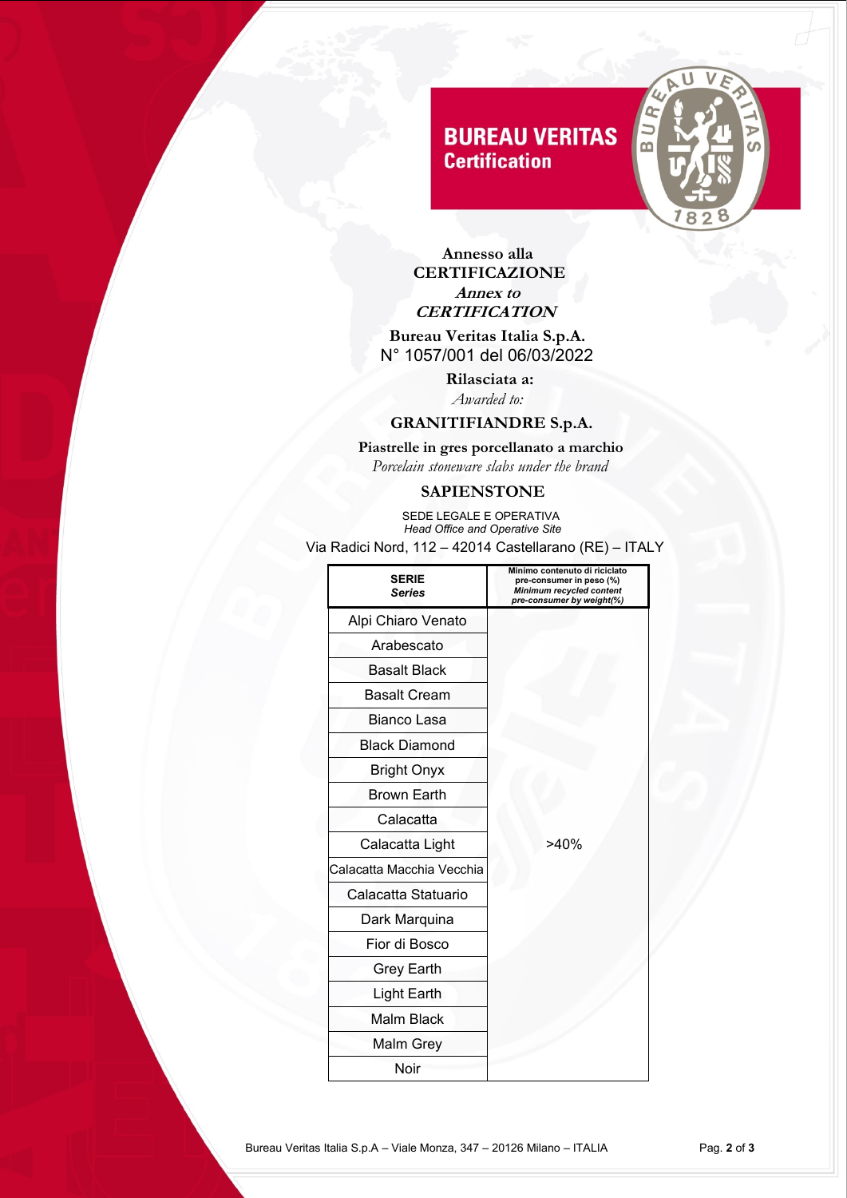BUREAU VERITAS
Certification

**Annesso alla**
**CERTIFICAZIONE**
***Annex to***
***CERTIFICATION***

**Bureau Veritas Italia S.p.A.**
N° 1057/001 del 06/03/2022

**Rilasciata a:**
*Awarded to:*

**GRANITIFIANDRE S.p.A.**

**Piastrelle in gres porcellanato a marchio**
*Porcelain stoneware slabs under the brand*

**SAPIENSTONE**

SEDE LEGALE E OPERATIVA
*Head Office and Operative Site*
Via Radici Nord, 112 – 42014 Castellarano (RE) – ITALY

| **SERIE** ***Series*** | **Minimo contenuto di riciclato pre-consumer in peso (%)** ***Minimum recycled content pre-consumer by weight(%)*** |
|---|---|
| Alpi Chiaro Venato | >40% |
| Arabescato | |
| Basalt Black | |
| Basalt Cream | |
| Bianco Lasa | |
| Black Diamond | |
| Bright Onyx | |
| Brown Earth | |
| Calacatta | |
| Calacatta Light | |
| Calacatta Macchia Vecchia | |
| Calacatta Statuario | |
| Dark Marquina | |
| Fior di Bosco | |
| Grey Earth | |
| Light Earth | |
| Malm Black | |
| Malm Grey | |
| Noir | |

Bureau Veritas Italia S.p.A – Viale Monza, 347 – 20126 Milano – ITALIA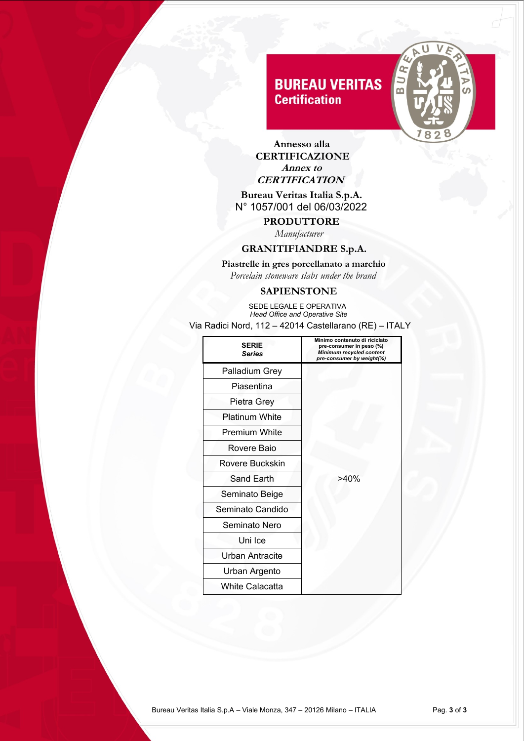**BUREAU VERITAS**
**Certification**

**Annesso alla CERTIFICAZIONE**
***Annex to CERTIFICATION***

**Bureau Veritas Italia S.p.A.**
N° 1057/001 del 06/03/2022

**PRODUTTORE**
*Manufacturer*

**GRANITIFIANDRE S.p.A.**

**Piastrelle in gres porcellanato a marchio**
*Porcelain stoneware slabs under the brand*

**SAPIENSTONE**

SEDE LEGALE E OPERATIVA
*Head Office and Operative Site*

Via Radici Nord, 112 – 42014 Castellarano (RE) – ITALY

| **SERIE** *Series* | **Minimo contenuto di riciclato pre-consumer in peso (%)** ***Minimum recycled content pre-consumer by weight(%)*** |
|---|---|
| Palladium Grey | >40% |
| Piasentina | |
| Pietra Grey | |
| Platinum White | |
| Premium White | |
| Rovere Baio | |
| Rovere Buckskin | |
| Sand Earth | |
| Seminato Beige | |
| Seminato Candido | |
| Seminato Nero | |
| Uni Ice | |
| Urban Antracite | |
| Urban Argento | |
| White Calacatta | |

Bureau Veritas Italia S.p.A – Viale Monza, 347 – 20126 Milano – ITALIA